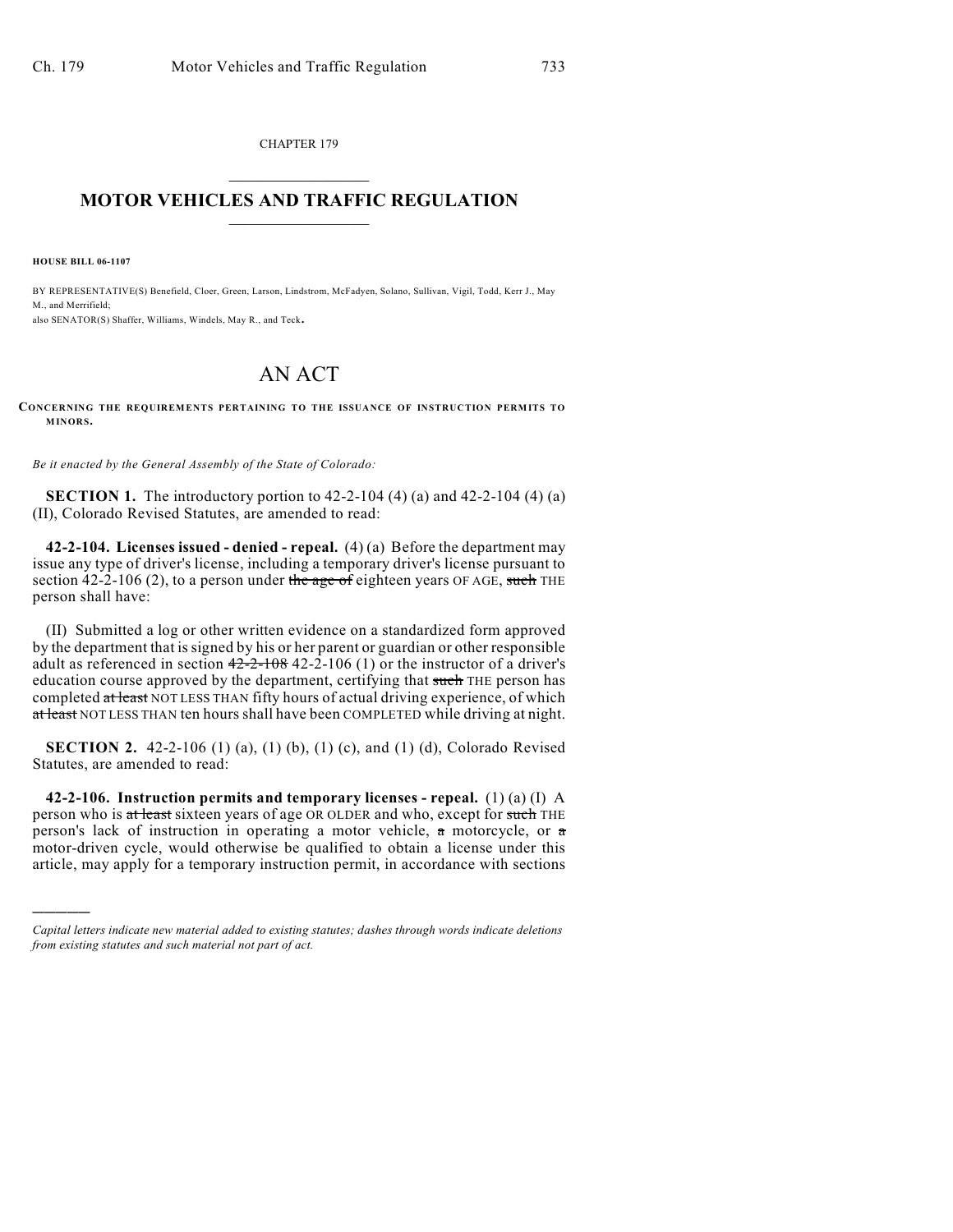CHAPTER 179

# MOTOR VEHICLES AND TRAFFIC REGULATION

**HOUSE BILL 06-1107**

BY REPRESENTATIVE(S) Benefield, Cloer, Green, Larson, Lindstrom, McFadyen, Solano, Sullivan, Vigil, Todd, Kerr J., May M., and Merrifield;
also SENATOR(S) Shaffer, Williams, Windels, May R., and Teck.

# AN ACT

**CONCERNING THE REQUIREMENTS PERTAINING TO THE ISSUANCE OF INSTRUCTION PERMITS TO MINORS.**

*Be it enacted by the General Assembly of the State of Colorado:*

**SECTION 1.** The introductory portion to 42-2-104 (4) (a) and 42-2-104 (4) (a) (II), Colorado Revised Statutes, are amended to read:

**42-2-104. Licenses issued - denied - repeal.** (4) (a) Before the department may issue any type of driver's license, including a temporary driver's license pursuant to section 42-2-106 (2), to a person under ~~the age of~~ eighteen years OF AGE, ~~such~~ THE person shall have:

(II) Submitted a log or other written evidence on a standardized form approved by the department that is signed by his or her parent or guardian or other responsible adult as referenced in section ~~42-2-108~~ 42-2-106 (1) or the instructor of a driver's education course approved by the department, certifying that ~~such~~ THE person has completed ~~at least~~ NOT LESS THAN fifty hours of actual driving experience, of which ~~at least~~ NOT LESS THAN ten hours shall have been COMPLETED while driving at night.

**SECTION 2.** 42-2-106 (1) (a), (1) (b), (1) (c), and (1) (d), Colorado Revised Statutes, are amended to read:

**42-2-106. Instruction permits and temporary licenses - repeal.** (1) (a) (I) A person who is ~~at least~~ sixteen years of age OR OLDER and who, except for ~~such~~ THE person's lack of instruction in operating a motor vehicle, ~~a~~ motorcycle, or ~~a~~ motor-driven cycle, would otherwise be qualified to obtain a license under this article, may apply for a temporary instruction permit, in accordance with sections

*Capital letters indicate new material added to existing statutes; dashes through words indicate deletions from existing statutes and such material not part of act.*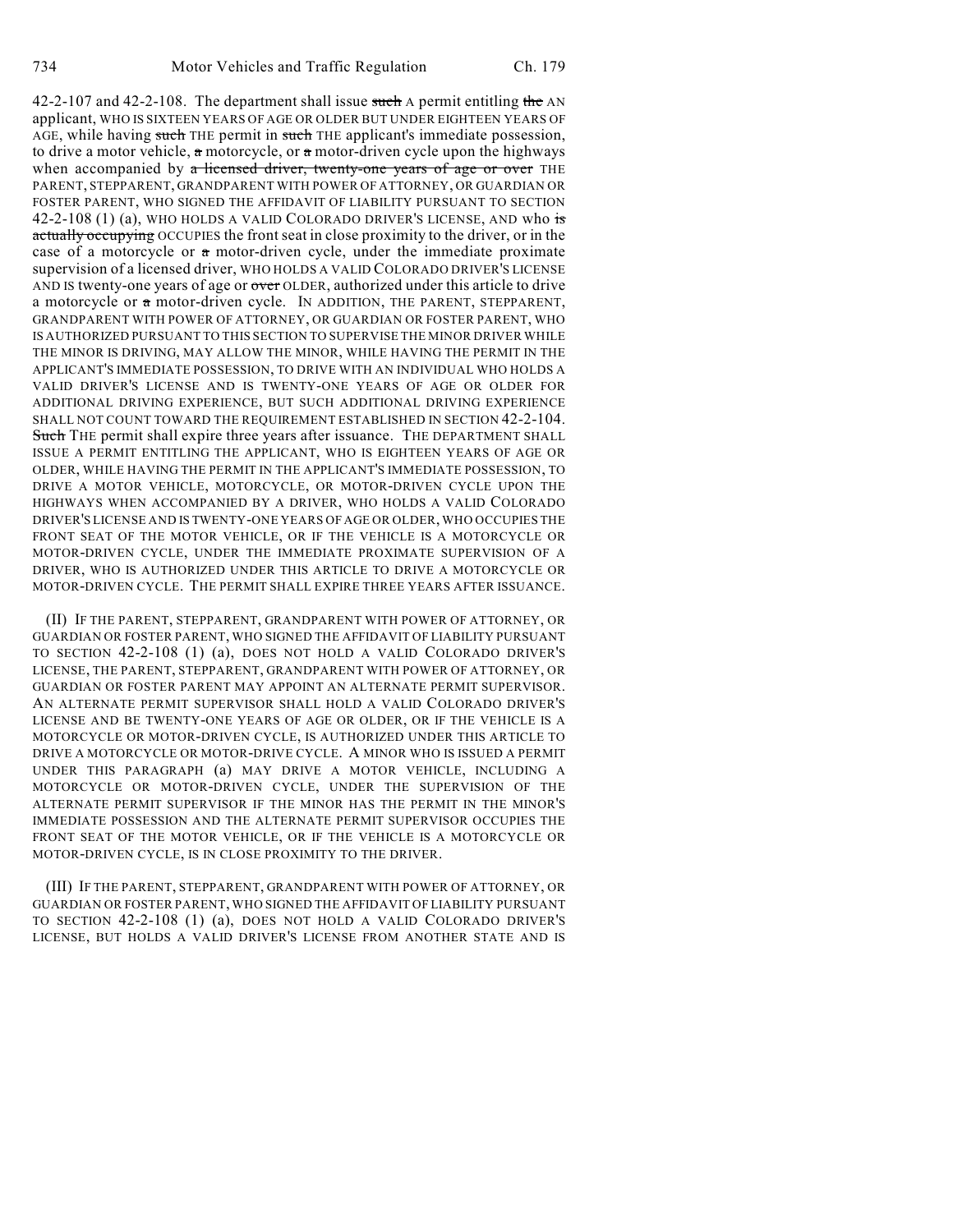42-2-107 and 42-2-108. The department shall issue such A permit entitling the AN applicant, WHO IS SIXTEEN YEARS OF AGE OR OLDER BUT UNDER EIGHTEEN YEARS OF AGE, while having such THE permit in such THE applicant's immediate possession, to drive a motor vehicle, a motorcycle, or a motor-driven cycle upon the highways when accompanied by a licensed driver, twenty-one years of age or over THE PARENT, STEPPARENT, GRANDPARENT WITH POWER OF ATTORNEY, OR GUARDIAN OR FOSTER PARENT, WHO SIGNED THE AFFIDAVIT OF LIABILITY PURSUANT TO SECTION 42-2-108 (1) (a), WHO HOLDS A VALID COLORADO DRIVER'S LICENSE, AND who is actually occupying OCCUPIES the front seat in close proximity to the driver, or in the case of a motorcycle or a motor-driven cycle, under the immediate proximate supervision of a licensed driver, WHO HOLDS A VALID COLORADO DRIVER'S LICENSE AND IS twenty-one years of age or over OLDER, authorized under this article to drive a motorcycle or a motor-driven cycle. IN ADDITION, THE PARENT, STEPPARENT, GRANDPARENT WITH POWER OF ATTORNEY, OR GUARDIAN OR FOSTER PARENT, WHO IS AUTHORIZED PURSUANT TO THIS SECTION TO SUPERVISE THE MINOR DRIVER WHILE THE MINOR IS DRIVING, MAY ALLOW THE MINOR, WHILE HAVING THE PERMIT IN THE APPLICANT'S IMMEDIATE POSSESSION, TO DRIVE WITH AN INDIVIDUAL WHO HOLDS A VALID DRIVER'S LICENSE AND IS TWENTY-ONE YEARS OF AGE OR OLDER FOR ADDITIONAL DRIVING EXPERIENCE, BUT SUCH ADDITIONAL DRIVING EXPERIENCE SHALL NOT COUNT TOWARD THE REQUIREMENT ESTABLISHED IN SECTION 42-2-104. Such THE permit shall expire three years after issuance. THE DEPARTMENT SHALL ISSUE A PERMIT ENTITLING THE APPLICANT, WHO IS EIGHTEEN YEARS OF AGE OR OLDER, WHILE HAVING THE PERMIT IN THE APPLICANT'S IMMEDIATE POSSESSION, TO DRIVE A MOTOR VEHICLE, MOTORCYCLE, OR MOTOR-DRIVEN CYCLE UPON THE HIGHWAYS WHEN ACCOMPANIED BY A DRIVER, WHO HOLDS A VALID COLORADO DRIVER'S LICENSE AND IS TWENTY-ONE YEARS OF AGE OR OLDER, WHO OCCUPIES THE FRONT SEAT OF THE MOTOR VEHICLE, OR IF THE VEHICLE IS A MOTORCYCLE OR MOTOR-DRIVEN CYCLE, UNDER THE IMMEDIATE PROXIMATE SUPERVISION OF A DRIVER, WHO IS AUTHORIZED UNDER THIS ARTICLE TO DRIVE A MOTORCYCLE OR MOTOR-DRIVEN CYCLE. THE PERMIT SHALL EXPIRE THREE YEARS AFTER ISSUANCE.

(II) IF THE PARENT, STEPPARENT, GRANDPARENT WITH POWER OF ATTORNEY, OR GUARDIAN OR FOSTER PARENT, WHO SIGNED THE AFFIDAVIT OF LIABILITY PURSUANT TO SECTION 42-2-108 (1) (a), DOES NOT HOLD A VALID COLORADO DRIVER'S LICENSE, THE PARENT, STEPPARENT, GRANDPARENT WITH POWER OF ATTORNEY, OR GUARDIAN OR FOSTER PARENT MAY APPOINT AN ALTERNATE PERMIT SUPERVISOR. AN ALTERNATE PERMIT SUPERVISOR SHALL HOLD A VALID COLORADO DRIVER'S LICENSE AND BE TWENTY-ONE YEARS OF AGE OR OLDER, OR IF THE VEHICLE IS A MOTORCYCLE OR MOTOR-DRIVEN CYCLE, IS AUTHORIZED UNDER THIS ARTICLE TO DRIVE A MOTORCYCLE OR MOTOR-DRIVE CYCLE. A MINOR WHO IS ISSUED A PERMIT UNDER THIS PARAGRAPH (a) MAY DRIVE A MOTOR VEHICLE, INCLUDING A MOTORCYCLE OR MOTOR-DRIVEN CYCLE, UNDER THE SUPERVISION OF THE ALTERNATE PERMIT SUPERVISOR IF THE MINOR HAS THE PERMIT IN THE MINOR'S IMMEDIATE POSSESSION AND THE ALTERNATE PERMIT SUPERVISOR OCCUPIES THE FRONT SEAT OF THE MOTOR VEHICLE, OR IF THE VEHICLE IS A MOTORCYCLE OR MOTOR-DRIVEN CYCLE, IS IN CLOSE PROXIMITY TO THE DRIVER.

(III) IF THE PARENT, STEPPARENT, GRANDPARENT WITH POWER OF ATTORNEY, OR GUARDIAN OR FOSTER PARENT, WHO SIGNED THE AFFIDAVIT OF LIABILITY PURSUANT TO SECTION 42-2-108 (1) (a), DOES NOT HOLD A VALID COLORADO DRIVER'S LICENSE, BUT HOLDS A VALID DRIVER'S LICENSE FROM ANOTHER STATE AND IS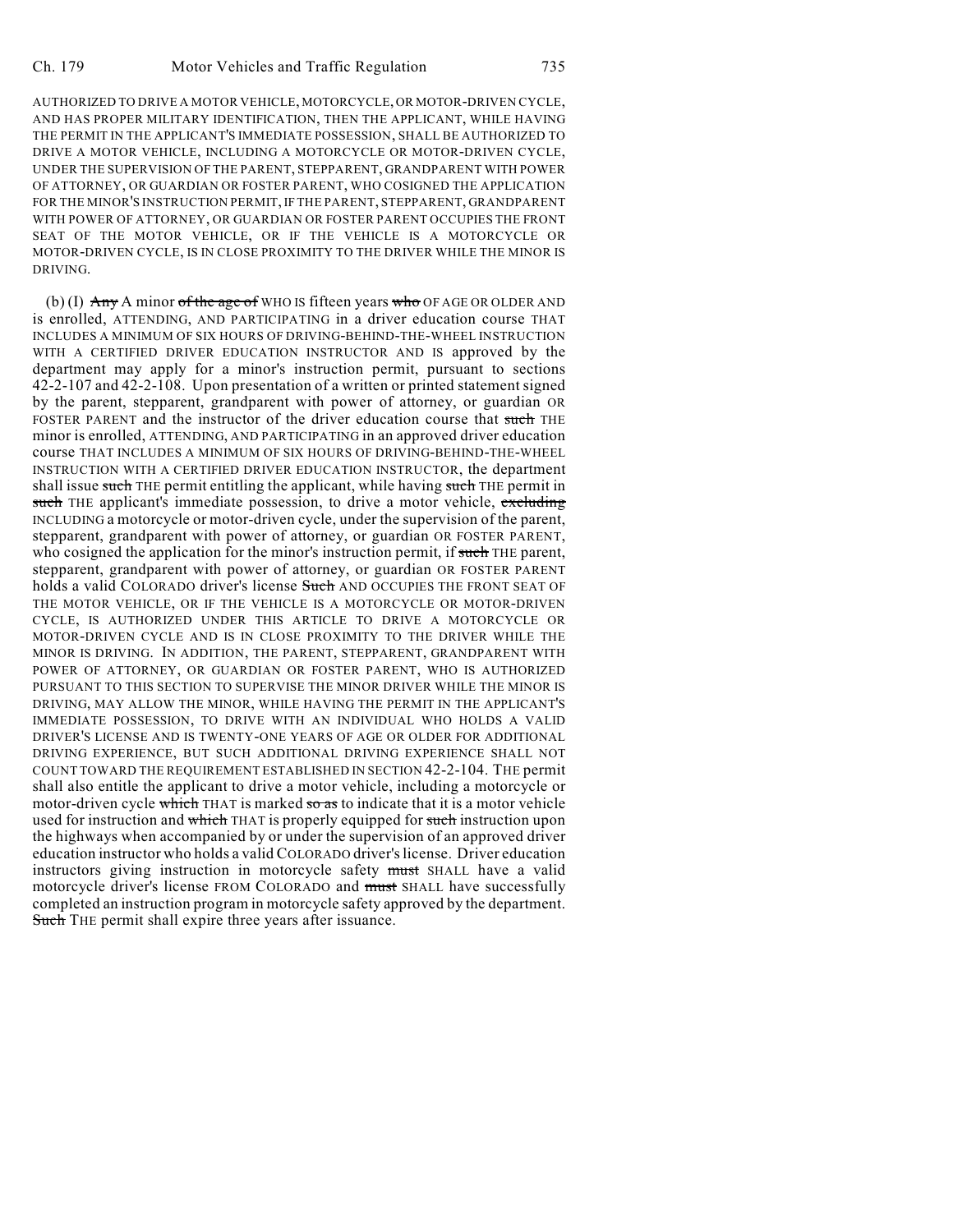AUTHORIZED TO DRIVE A MOTOR VEHICLE, MOTORCYCLE, OR MOTOR-DRIVEN CYCLE, AND HAS PROPER MILITARY IDENTIFICATION, THEN THE APPLICANT, WHILE HAVING THE PERMIT IN THE APPLICANT'S IMMEDIATE POSSESSION, SHALL BE AUTHORIZED TO DRIVE A MOTOR VEHICLE, INCLUDING A MOTORCYCLE OR MOTOR-DRIVEN CYCLE, UNDER THE SUPERVISION OF THE PARENT, STEPPARENT, GRANDPARENT WITH POWER OF ATTORNEY, OR GUARDIAN OR FOSTER PARENT, WHO COSIGNED THE APPLICATION FOR THE MINOR'S INSTRUCTION PERMIT, IF THE PARENT, STEPPARENT, GRANDPARENT WITH POWER OF ATTORNEY, OR GUARDIAN OR FOSTER PARENT OCCUPIES THE FRONT SEAT OF THE MOTOR VEHICLE, OR IF THE VEHICLE IS A MOTORCYCLE OR MOTOR-DRIVEN CYCLE, IS IN CLOSE PROXIMITY TO THE DRIVER WHILE THE MINOR IS DRIVING.

(b) (I) ~~Any~~ A minor ~~of the age of~~ WHO IS fifteen years ~~who~~ OF AGE OR OLDER AND is enrolled, ATTENDING, AND PARTICIPATING in a driver education course THAT INCLUDES A MINIMUM OF SIX HOURS OF DRIVING-BEHIND-THE-WHEEL INSTRUCTION WITH A CERTIFIED DRIVER EDUCATION INSTRUCTOR AND IS approved by the department may apply for a minor's instruction permit, pursuant to sections 42-2-107 and 42-2-108. Upon presentation of a written or printed statement signed by the parent, stepparent, grandparent with power of attorney, or guardian OR FOSTER PARENT and the instructor of the driver education course that ~~such~~ THE minor is enrolled, ATTENDING, AND PARTICIPATING in an approved driver education course THAT INCLUDES A MINIMUM OF SIX HOURS OF DRIVING-BEHIND-THE-WHEEL INSTRUCTION WITH A CERTIFIED DRIVER EDUCATION INSTRUCTOR, the department shall issue ~~such~~ THE permit entitling the applicant, while having ~~such~~ THE permit in ~~such~~ THE applicant's immediate possession, to drive a motor vehicle, ~~excluding~~ INCLUDING a motorcycle or motor-driven cycle, under the supervision of the parent, stepparent, grandparent with power of attorney, or guardian OR FOSTER PARENT, who cosigned the application for the minor's instruction permit, if ~~such~~ THE parent, stepparent, grandparent with power of attorney, or guardian OR FOSTER PARENT holds a valid COLORADO driver's license ~~Such~~ AND OCCUPIES THE FRONT SEAT OF THE MOTOR VEHICLE, OR IF THE VEHICLE IS A MOTORCYCLE OR MOTOR-DRIVEN CYCLE, IS AUTHORIZED UNDER THIS ARTICLE TO DRIVE A MOTORCYCLE OR MOTOR-DRIVEN CYCLE AND IS IN CLOSE PROXIMITY TO THE DRIVER WHILE THE MINOR IS DRIVING. IN ADDITION, THE PARENT, STEPPARENT, GRANDPARENT WITH POWER OF ATTORNEY, OR GUARDIAN OR FOSTER PARENT, WHO IS AUTHORIZED PURSUANT TO THIS SECTION TO SUPERVISE THE MINOR DRIVER WHILE THE MINOR IS DRIVING, MAY ALLOW THE MINOR, WHILE HAVING THE PERMIT IN THE APPLICANT'S IMMEDIATE POSSESSION, TO DRIVE WITH AN INDIVIDUAL WHO HOLDS A VALID DRIVER'S LICENSE AND IS TWENTY-ONE YEARS OF AGE OR OLDER FOR ADDITIONAL DRIVING EXPERIENCE, BUT SUCH ADDITIONAL DRIVING EXPERIENCE SHALL NOT COUNT TOWARD THE REQUIREMENT ESTABLISHED IN SECTION 42-2-104. THE permit shall also entitle the applicant to drive a motor vehicle, including a motorcycle or motor-driven cycle ~~which~~ THAT is marked ~~so as~~ to indicate that it is a motor vehicle used for instruction and ~~which~~ THAT is properly equipped for ~~such~~ instruction upon the highways when accompanied by or under the supervision of an approved driver education instructor who holds a valid COLORADO driver's license. Driver education instructors giving instruction in motorcycle safety ~~must~~ SHALL have a valid motorcycle driver's license FROM COLORADO and ~~must~~ SHALL have successfully completed an instruction program in motorcycle safety approved by the department. ~~Such~~ THE permit shall expire three years after issuance.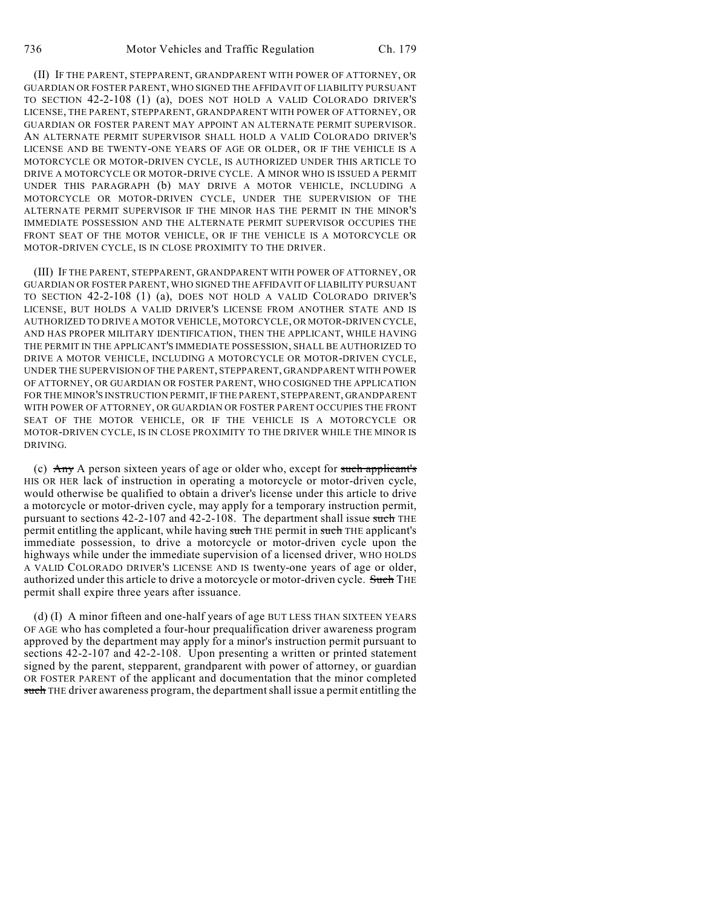(II) IF THE PARENT, STEPPARENT, GRANDPARENT WITH POWER OF ATTORNEY, OR GUARDIAN OR FOSTER PARENT, WHO SIGNED THE AFFIDAVIT OF LIABILITY PURSUANT TO SECTION 42-2-108 (1) (a), DOES NOT HOLD A VALID COLORADO DRIVER'S LICENSE, THE PARENT, STEPPARENT, GRANDPARENT WITH POWER OF ATTORNEY, OR GUARDIAN OR FOSTER PARENT MAY APPOINT AN ALTERNATE PERMIT SUPERVISOR. AN ALTERNATE PERMIT SUPERVISOR SHALL HOLD A VALID COLORADO DRIVER'S LICENSE AND BE TWENTY-ONE YEARS OF AGE OR OLDER, OR IF THE VEHICLE IS A MOTORCYCLE OR MOTOR-DRIVEN CYCLE, IS AUTHORIZED UNDER THIS ARTICLE TO DRIVE A MOTORCYCLE OR MOTOR-DRIVE CYCLE. A MINOR WHO IS ISSUED A PERMIT UNDER THIS PARAGRAPH (b) MAY DRIVE A MOTOR VEHICLE, INCLUDING A MOTORCYCLE OR MOTOR-DRIVEN CYCLE, UNDER THE SUPERVISION OF THE ALTERNATE PERMIT SUPERVISOR IF THE MINOR HAS THE PERMIT IN THE MINOR'S IMMEDIATE POSSESSION AND THE ALTERNATE PERMIT SUPERVISOR OCCUPIES THE FRONT SEAT OF THE MOTOR VEHICLE, OR IF THE VEHICLE IS A MOTORCYCLE OR MOTOR-DRIVEN CYCLE, IS IN CLOSE PROXIMITY TO THE DRIVER.

(III) IF THE PARENT, STEPPARENT, GRANDPARENT WITH POWER OF ATTORNEY, OR GUARDIAN OR FOSTER PARENT, WHO SIGNED THE AFFIDAVIT OF LIABILITY PURSUANT TO SECTION 42-2-108 (1) (a), DOES NOT HOLD A VALID COLORADO DRIVER'S LICENSE, BUT HOLDS A VALID DRIVER'S LICENSE FROM ANOTHER STATE AND IS AUTHORIZED TO DRIVE A MOTOR VEHICLE, MOTORCYCLE, OR MOTOR-DRIVEN CYCLE, AND HAS PROPER MILITARY IDENTIFICATION, THEN THE APPLICANT, WHILE HAVING THE PERMIT IN THE APPLICANT'S IMMEDIATE POSSESSION, SHALL BE AUTHORIZED TO DRIVE A MOTOR VEHICLE, INCLUDING A MOTORCYCLE OR MOTOR-DRIVEN CYCLE, UNDER THE SUPERVISION OF THE PARENT, STEPPARENT, GRANDPARENT WITH POWER OF ATTORNEY, OR GUARDIAN OR FOSTER PARENT, WHO COSIGNED THE APPLICATION FOR THE MINOR'S INSTRUCTION PERMIT, IF THE PARENT, STEPPARENT, GRANDPARENT WITH POWER OF ATTORNEY, OR GUARDIAN OR FOSTER PARENT OCCUPIES THE FRONT SEAT OF THE MOTOR VEHICLE, OR IF THE VEHICLE IS A MOTORCYCLE OR MOTOR-DRIVEN CYCLE, IS IN CLOSE PROXIMITY TO THE DRIVER WHILE THE MINOR IS DRIVING.

(c) ~~Any~~ A person sixteen years of age or older who, except for ~~such applicant's~~ HIS OR HER lack of instruction in operating a motorcycle or motor-driven cycle, would otherwise be qualified to obtain a driver's license under this article to drive a motorcycle or motor-driven cycle, may apply for a temporary instruction permit, pursuant to sections 42-2-107 and 42-2-108. The department shall issue ~~such~~ THE permit entitling the applicant, while having ~~such~~ THE permit in ~~such~~ THE applicant's immediate possession, to drive a motorcycle or motor-driven cycle upon the highways while under the immediate supervision of a licensed driver, WHO HOLDS A VALID COLORADO DRIVER'S LICENSE AND IS twenty-one years of age or older, authorized under this article to drive a motorcycle or motor-driven cycle. ~~Such~~ THE permit shall expire three years after issuance.

(d) (I) A minor fifteen and one-half years of age BUT LESS THAN SIXTEEN YEARS OF AGE who has completed a four-hour prequalification driver awareness program approved by the department may apply for a minor's instruction permit pursuant to sections 42-2-107 and 42-2-108. Upon presenting a written or printed statement signed by the parent, stepparent, grandparent with power of attorney, or guardian OR FOSTER PARENT of the applicant and documentation that the minor completed ~~such~~ THE driver awareness program, the department shall issue a permit entitling the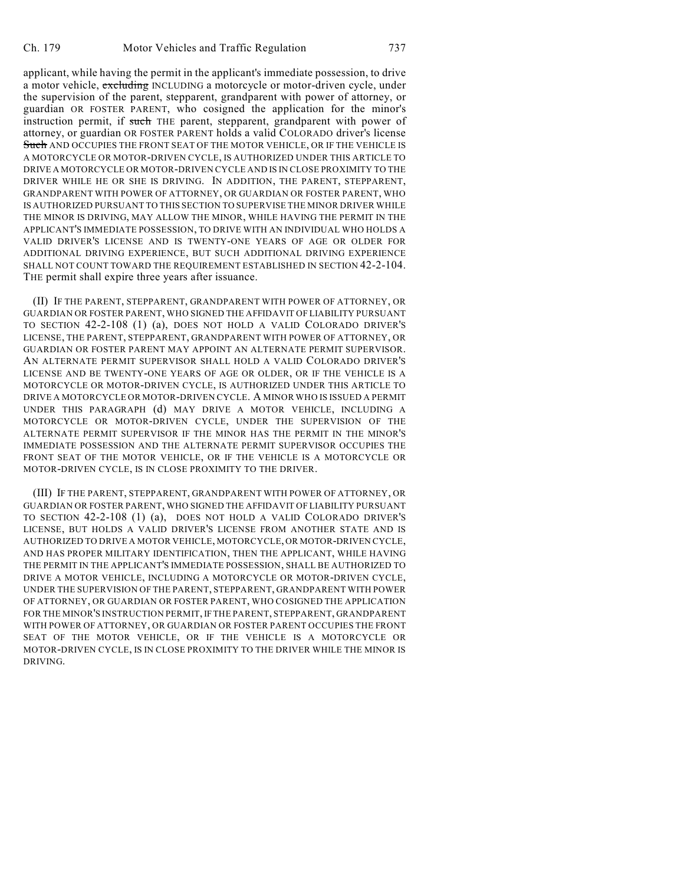applicant, while having the permit in the applicant's immediate possession, to drive a motor vehicle, ~~excluding~~ INCLUDING a motorcycle or motor-driven cycle, under the supervision of the parent, stepparent, grandparent with power of attorney, or guardian OR FOSTER PARENT, who cosigned the application for the minor's instruction permit, if ~~such~~ THE parent, stepparent, grandparent with power of attorney, or guardian OR FOSTER PARENT holds a valid COLORADO driver's license ~~Such~~ AND OCCUPIES THE FRONT SEAT OF THE MOTOR VEHICLE, OR IF THE VEHICLE IS A MOTORCYCLE OR MOTOR-DRIVEN CYCLE, IS AUTHORIZED UNDER THIS ARTICLE TO DRIVE A MOTORCYCLE OR MOTOR-DRIVEN CYCLE AND IS IN CLOSE PROXIMITY TO THE DRIVER WHILE HE OR SHE IS DRIVING. IN ADDITION, THE PARENT, STEPPARENT, GRANDPARENT WITH POWER OF ATTORNEY, OR GUARDIAN OR FOSTER PARENT, WHO IS AUTHORIZED PURSUANT TO THIS SECTION TO SUPERVISE THE MINOR DRIVER WHILE THE MINOR IS DRIVING, MAY ALLOW THE MINOR, WHILE HAVING THE PERMIT IN THE APPLICANT'S IMMEDIATE POSSESSION, TO DRIVE WITH AN INDIVIDUAL WHO HOLDS A VALID DRIVER'S LICENSE AND IS TWENTY-ONE YEARS OF AGE OR OLDER FOR ADDITIONAL DRIVING EXPERIENCE, BUT SUCH ADDITIONAL DRIVING EXPERIENCE SHALL NOT COUNT TOWARD THE REQUIREMENT ESTABLISHED IN SECTION 42-2-104. THE permit shall expire three years after issuance.

(II) IF THE PARENT, STEPPARENT, GRANDPARENT WITH POWER OF ATTORNEY, OR GUARDIAN OR FOSTER PARENT, WHO SIGNED THE AFFIDAVIT OF LIABILITY PURSUANT TO SECTION 42-2-108 (1) (a), DOES NOT HOLD A VALID COLORADO DRIVER'S LICENSE, THE PARENT, STEPPARENT, GRANDPARENT WITH POWER OF ATTORNEY, OR GUARDIAN OR FOSTER PARENT MAY APPOINT AN ALTERNATE PERMIT SUPERVISOR. AN ALTERNATE PERMIT SUPERVISOR SHALL HOLD A VALID COLORADO DRIVER'S LICENSE AND BE TWENTY-ONE YEARS OF AGE OR OLDER, OR IF THE VEHICLE IS A MOTORCYCLE OR MOTOR-DRIVEN CYCLE, IS AUTHORIZED UNDER THIS ARTICLE TO DRIVE A MOTORCYCLE OR MOTOR-DRIVEN CYCLE. A MINOR WHO IS ISSUED A PERMIT UNDER THIS PARAGRAPH (d) MAY DRIVE A MOTOR VEHICLE, INCLUDING A MOTORCYCLE OR MOTOR-DRIVEN CYCLE, UNDER THE SUPERVISION OF THE ALTERNATE PERMIT SUPERVISOR IF THE MINOR HAS THE PERMIT IN THE MINOR'S IMMEDIATE POSSESSION AND THE ALTERNATE PERMIT SUPERVISOR OCCUPIES THE FRONT SEAT OF THE MOTOR VEHICLE, OR IF THE VEHICLE IS A MOTORCYCLE OR MOTOR-DRIVEN CYCLE, IS IN CLOSE PROXIMITY TO THE DRIVER.

(III) IF THE PARENT, STEPPARENT, GRANDPARENT WITH POWER OF ATTORNEY, OR GUARDIAN OR FOSTER PARENT, WHO SIGNED THE AFFIDAVIT OF LIABILITY PURSUANT TO SECTION 42-2-108 (1) (a), DOES NOT HOLD A VALID COLORADO DRIVER'S LICENSE, BUT HOLDS A VALID DRIVER'S LICENSE FROM ANOTHER STATE AND IS AUTHORIZED TO DRIVE A MOTOR VEHICLE, MOTORCYCLE, OR MOTOR-DRIVEN CYCLE, AND HAS PROPER MILITARY IDENTIFICATION, THEN THE APPLICANT, WHILE HAVING THE PERMIT IN THE APPLICANT'S IMMEDIATE POSSESSION, SHALL BE AUTHORIZED TO DRIVE A MOTOR VEHICLE, INCLUDING A MOTORCYCLE OR MOTOR-DRIVEN CYCLE, UNDER THE SUPERVISION OF THE PARENT, STEPPARENT, GRANDPARENT WITH POWER OF ATTORNEY, OR GUARDIAN OR FOSTER PARENT, WHO COSIGNED THE APPLICATION FOR THE MINOR'S INSTRUCTION PERMIT, IF THE PARENT, STEPPARENT, GRANDPARENT WITH POWER OF ATTORNEY, OR GUARDIAN OR FOSTER PARENT OCCUPIES THE FRONT SEAT OF THE MOTOR VEHICLE, OR IF THE VEHICLE IS A MOTORCYCLE OR MOTOR-DRIVEN CYCLE, IS IN CLOSE PROXIMITY TO THE DRIVER WHILE THE MINOR IS DRIVING.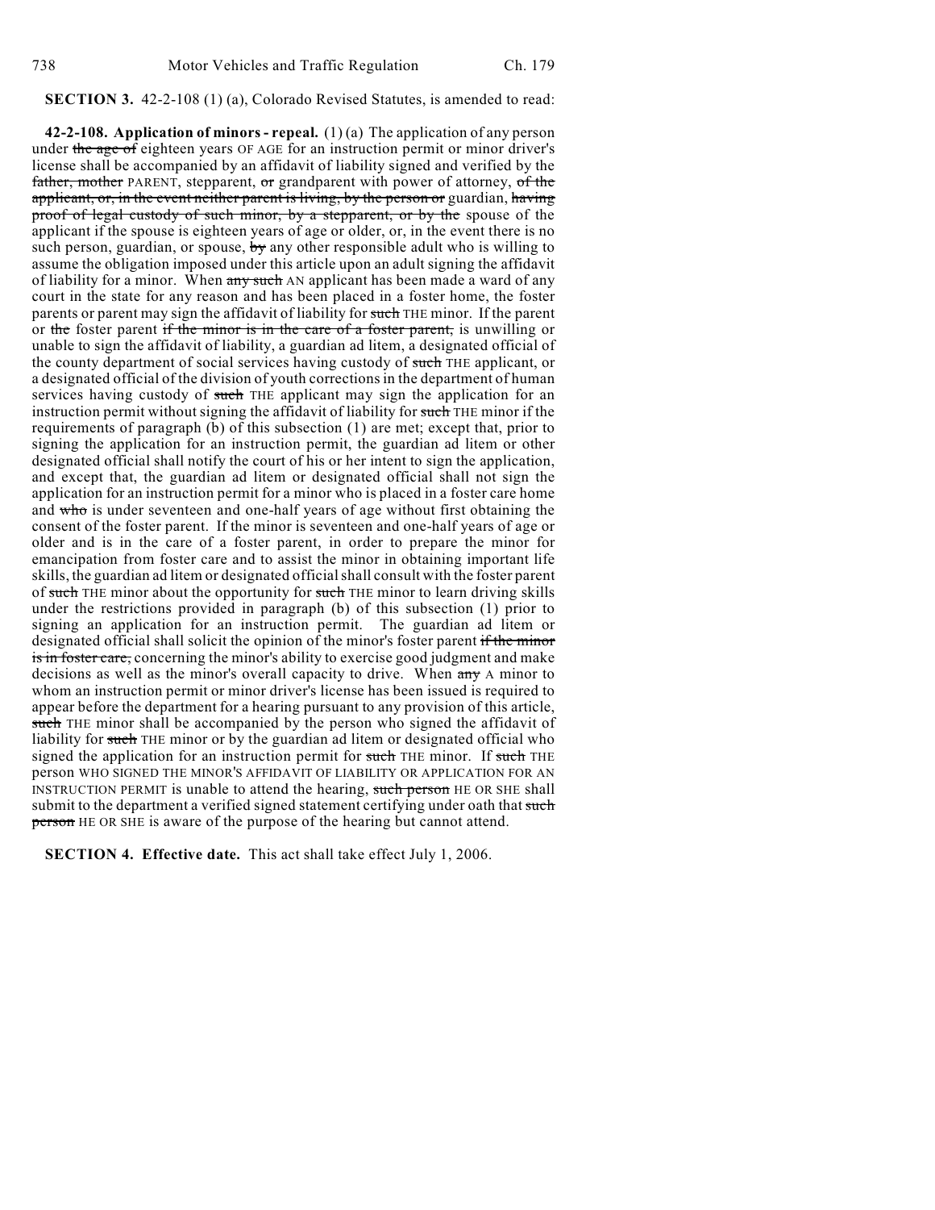**SECTION 3.** 42-2-108 (1) (a), Colorado Revised Statutes, is amended to read:

**42-2-108. Application of minors - repeal.** (1) (a) The application of any person under ~~the age of~~ eighteen years OF AGE for an instruction permit or minor driver's license shall be accompanied by an affidavit of liability signed and verified by the ~~father, mother~~ PARENT, stepparent, ~~or~~ grandparent with power of attorney, ~~of the applicant, or, in the event neither parent is living, by the person or~~ guardian, ~~having proof of legal custody of such minor, by a stepparent, or by the~~ spouse of the applicant if the spouse is eighteen years of age or older, or, in the event there is no such person, guardian, or spouse, ~~by~~ any other responsible adult who is willing to assume the obligation imposed under this article upon an adult signing the affidavit of liability for a minor. When ~~any such~~ AN applicant has been made a ward of any court in the state for any reason and has been placed in a foster home, the foster parents or parent may sign the affidavit of liability for ~~such~~ THE minor. If the parent or ~~the~~ foster parent ~~if the minor is in the care of a foster parent,~~ is unwilling or unable to sign the affidavit of liability, a guardian ad litem, a designated official of the county department of social services having custody of ~~such~~ THE applicant, or a designated official of the division of youth corrections in the department of human services having custody of ~~such~~ THE applicant may sign the application for an instruction permit without signing the affidavit of liability for ~~such~~ THE minor if the requirements of paragraph (b) of this subsection (1) are met; except that, prior to signing the application for an instruction permit, the guardian ad litem or other designated official shall notify the court of his or her intent to sign the application, and except that, the guardian ad litem or designated official shall not sign the application for an instruction permit for a minor who is placed in a foster care home and ~~who~~ is under seventeen and one-half years of age without first obtaining the consent of the foster parent. If the minor is seventeen and one-half years of age or older and is in the care of a foster parent, in order to prepare the minor for emancipation from foster care and to assist the minor in obtaining important life skills, the guardian ad litem or designated official shall consult with the foster parent of ~~such~~ THE minor about the opportunity for ~~such~~ THE minor to learn driving skills under the restrictions provided in paragraph (b) of this subsection (1) prior to signing an application for an instruction permit. The guardian ad litem or designated official shall solicit the opinion of the minor's foster parent ~~if the minor is in foster care,~~ concerning the minor's ability to exercise good judgment and make decisions as well as the minor's overall capacity to drive. When ~~any~~ A minor to whom an instruction permit or minor driver's license has been issued is required to appear before the department for a hearing pursuant to any provision of this article, ~~such~~ THE minor shall be accompanied by the person who signed the affidavit of liability for ~~such~~ THE minor or by the guardian ad litem or designated official who signed the application for an instruction permit for ~~such~~ THE minor. If ~~such~~ THE person WHO SIGNED THE MINOR'S AFFIDAVIT OF LIABILITY OR APPLICATION FOR AN INSTRUCTION PERMIT is unable to attend the hearing, ~~such person~~ HE OR SHE shall submit to the department a verified signed statement certifying under oath that ~~such person~~ HE OR SHE is aware of the purpose of the hearing but cannot attend.

**SECTION 4. Effective date.** This act shall take effect July 1, 2006.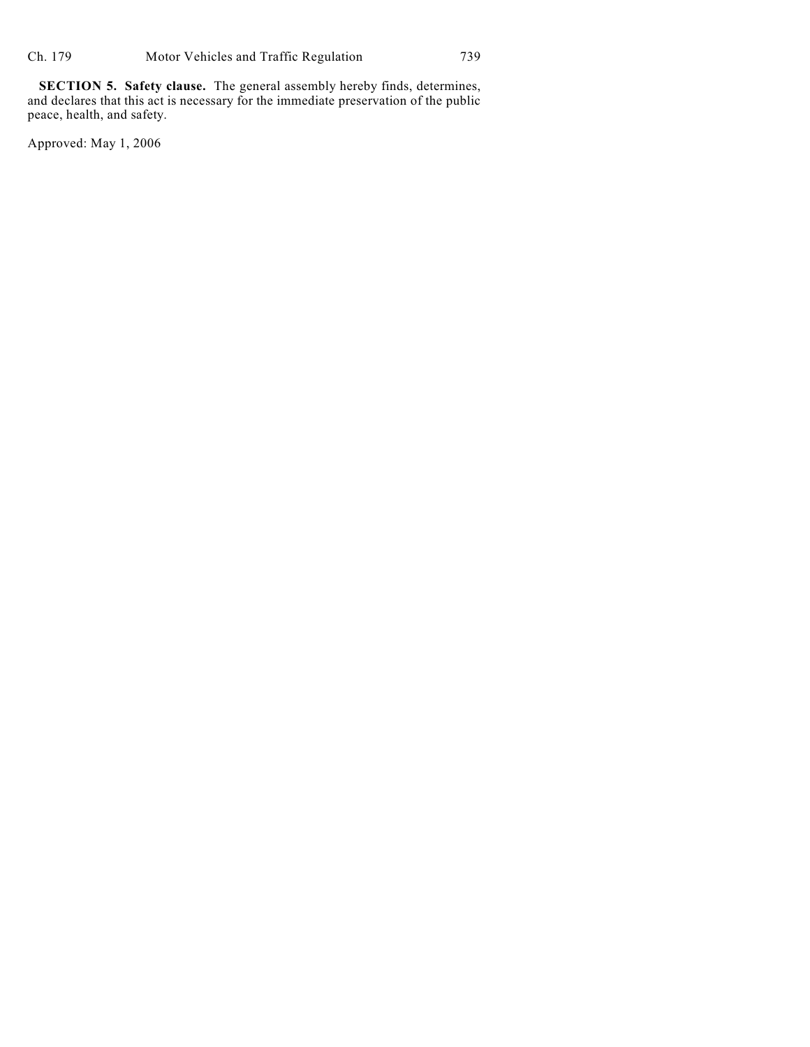**SECTION 5. Safety clause.** The general assembly hereby finds, determines, and declares that this act is necessary for the immediate preservation of the public peace, health, and safety.

Approved: May 1, 2006